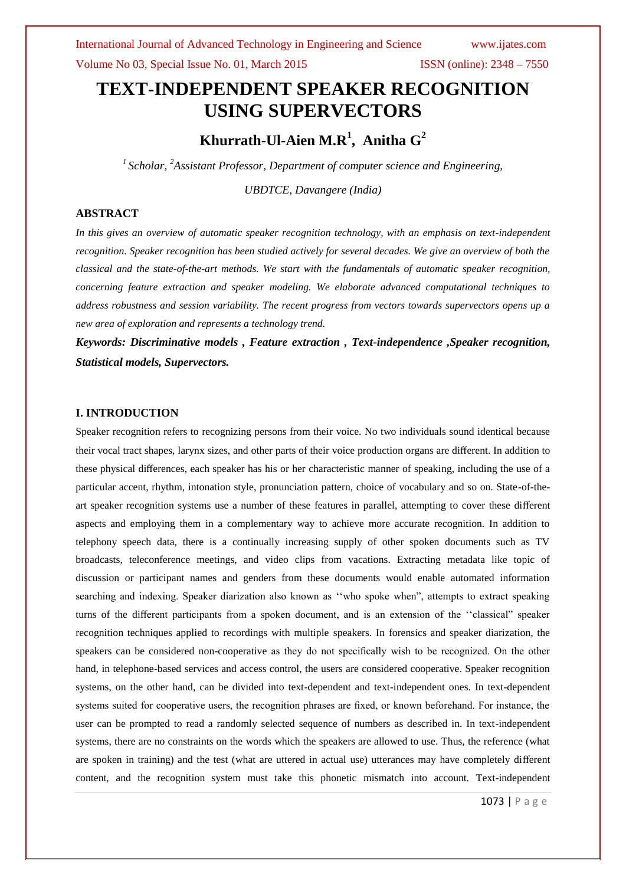# TEXT-INDEPENDENT SPEAKER RECOGNITION USING SUPERVECTORS

**Khurrath-Ul-Aien M.R[1], Anitha G[2]**

*[1] Scholar, [2]Assistant Professor, Department of computer science and Engineering,*

*UBDTCE, Davangere (India)*

## ABSTRACT

*In this gives an overview of automatic speaker recognition technology, with an emphasis on text-independent recognition. Speaker recognition has been studied actively for several decades. We give an overview of both the classical and the state-of-the-art methods. We start with the fundamentals of automatic speaker recognition, concerning feature extraction and speaker modeling. We elaborate advanced computational techniques to address robustness and session variability. The recent progress from vectors towards supervectors opens up a new area of exploration and represents a technology trend.*

***Keywords: Discriminative models , Feature extraction , Text-independence ,Speaker recognition, Statistical models, Supervectors.***

## I. INTRODUCTION

Speaker recognition refers to recognizing persons from their voice. No two individuals sound identical because their vocal tract shapes, larynx sizes, and other parts of their voice production organs are different. In addition to these physical differences, each speaker has his or her characteristic manner of speaking, including the use of a particular accent, rhythm, intonation style, pronunciation pattern, choice of vocabulary and so on. State-of-the-art speaker recognition systems use a number of these features in parallel, attempting to cover these different aspects and employing them in a complementary way to achieve more accurate recognition. In addition to telephony speech data, there is a continually increasing supply of other spoken documents such as TV broadcasts, teleconference meetings, and video clips from vacations. Extracting metadata like topic of discussion or participant names and genders from these documents would enable automated information searching and indexing. Speaker diarization also known as ''who spoke when", attempts to extract speaking turns of the different participants from a spoken document, and is an extension of the ''classical" speaker recognition techniques applied to recordings with multiple speakers. In forensics and speaker diarization, the speakers can be considered non-cooperative as they do not specifically wish to be recognized. On the other hand, in telephone-based services and access control, the users are considered cooperative. Speaker recognition systems, on the other hand, can be divided into text-dependent and text-independent ones. In text-dependent systems suited for cooperative users, the recognition phrases are fixed, or known beforehand. For instance, the user can be prompted to read a randomly selected sequence of numbers as described in. In text-independent systems, there are no constraints on the words which the speakers are allowed to use. Thus, the reference (what are spoken in training) and the test (what are uttered in actual use) utterances may have completely different content, and the recognition system must take this phonetic mismatch into account. Text-independent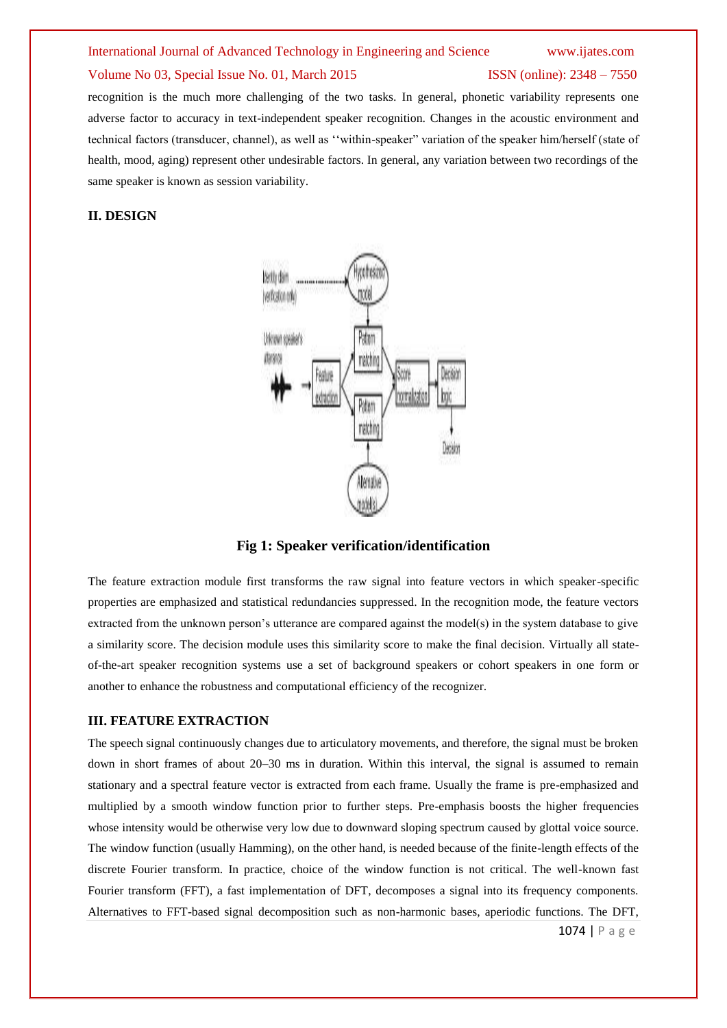recognition is the much more challenging of the two tasks. In general, phonetic variability represents one adverse factor to accuracy in text-independent speaker recognition. Changes in the acoustic environment and technical factors (transducer, channel), as well as ''within-speaker" variation of the speaker him/herself (state of health, mood, aging) represent other undesirable factors. In general, any variation between two recordings of the same speaker is known as session variability.

## II. DESIGN

**Fig 1: Speaker verification/identification**

The feature extraction module first transforms the raw signal into feature vectors in which speaker-specific properties are emphasized and statistical redundancies suppressed. In the recognition mode, the feature vectors extracted from the unknown person's utterance are compared against the model(s) in the system database to give a similarity score. The decision module uses this similarity score to make the final decision. Virtually all state-of-the-art speaker recognition systems use a set of background speakers or cohort speakers in one form or another to enhance the robustness and computational efficiency of the recognizer.

## III. FEATURE EXTRACTION

The speech signal continuously changes due to articulatory movements, and therefore, the signal must be broken down in short frames of about 20–30 ms in duration. Within this interval, the signal is assumed to remain stationary and a spectral feature vector is extracted from each frame. Usually the frame is pre-emphasized and multiplied by a smooth window function prior to further steps. Pre-emphasis boosts the higher frequencies whose intensity would be otherwise very low due to downward sloping spectrum caused by glottal voice source. The window function (usually Hamming), on the other hand, is needed because of the finite-length effects of the discrete Fourier transform. In practice, choice of the window function is not critical. The well-known fast Fourier transform (FFT), a fast implementation of DFT, decomposes a signal into its frequency components. Alternatives to FFT-based signal decomposition such as non-harmonic bases, aperiodic functions. The DFT,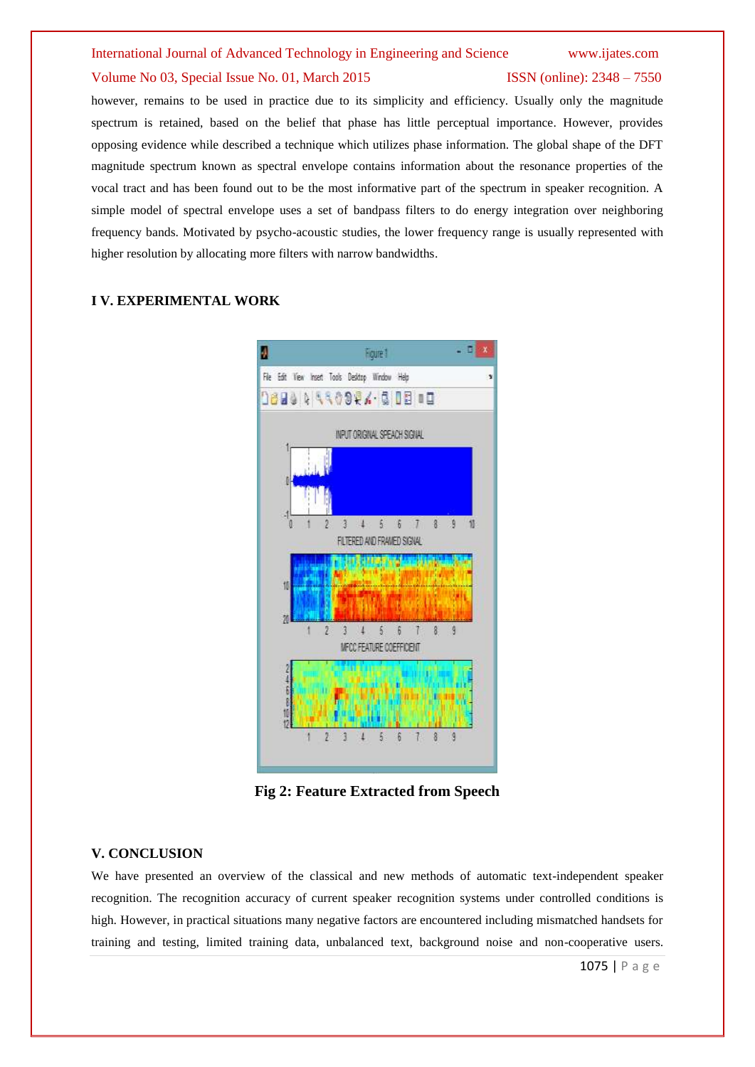however, remains to be used in practice due to its simplicity and efficiency. Usually only the magnitude spectrum is retained, based on the belief that phase has little perceptual importance. However, provides opposing evidence while described a technique which utilizes phase information. The global shape of the DFT magnitude spectrum known as spectral envelope contains information about the resonance properties of the vocal tract and has been found out to be the most informative part of the spectrum in speaker recognition. A simple model of spectral envelope uses a set of bandpass filters to do energy integration over neighboring frequency bands. Motivated by psycho-acoustic studies, the lower frequency range is usually represented with higher resolution by allocating more filters with narrow bandwidths.

## I V. EXPERIMENTAL WORK

**Fig 2: Feature Extracted from Speech**

## V. CONCLUSION

We have presented an overview of the classical and new methods of automatic text-independent speaker recognition. The recognition accuracy of current speaker recognition systems under controlled conditions is high. However, in practical situations many negative factors are encountered including mismatched handsets for training and testing, limited training data, unbalanced text, background noise and non-cooperative users.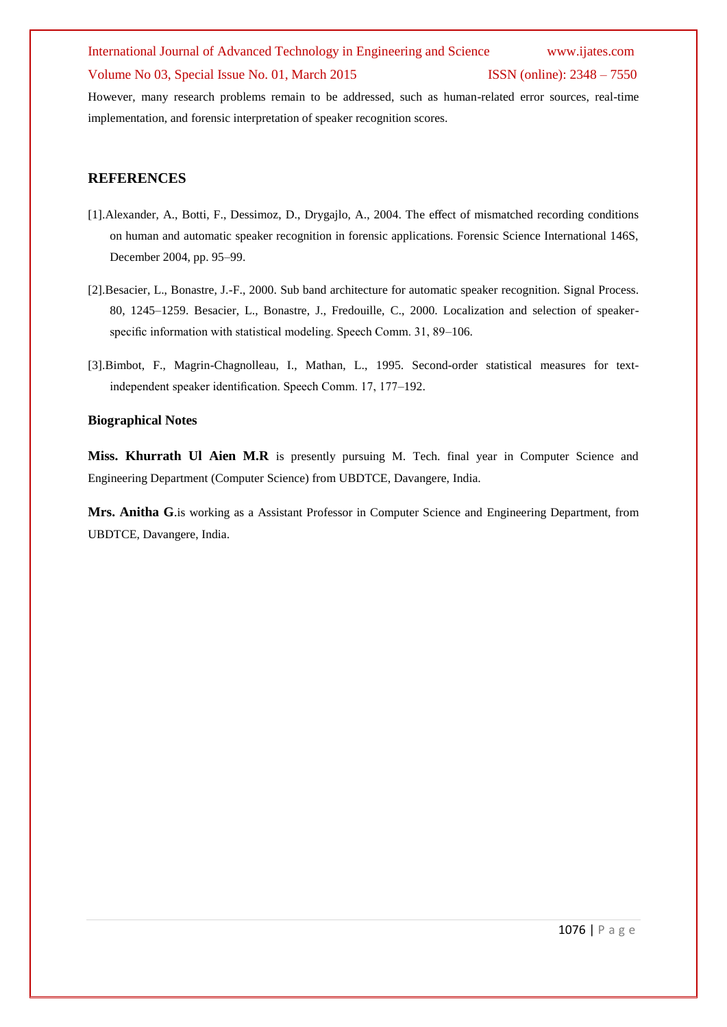However, many research problems remain to be addressed, such as human-related error sources, real-time implementation, and forensic interpretation of speaker recognition scores.

## REFERENCES

[1].Alexander, A., Botti, F., Dessimoz, D., Drygajlo, A., 2004. The effect of mismatched recording conditions on human and automatic speaker recognition in forensic applications. Forensic Science International 146S, December 2004, pp. 95–99.

[2].Besacier, L., Bonastre, J.-F., 2000. Sub band architecture for automatic speaker recognition. Signal Process. 80, 1245–1259. Besacier, L., Bonastre, J., Fredouille, C., 2000. Localization and selection of speaker-specific information with statistical modeling. Speech Comm. 31, 89–106.

[3].Bimbot, F., Magrin-Chagnolleau, I., Mathan, L., 1995. Second-order statistical measures for text-independent speaker identification. Speech Comm. 17, 177–192.

### Biographical Notes

**Miss. Khurrath Ul Aien M.R** is presently pursuing M. Tech. final year in Computer Science and Engineering Department (Computer Science) from UBDTCE, Davangere, India.

**Mrs. Anitha G**.is working as a Assistant Professor in Computer Science and Engineering Department, from UBDTCE, Davangere, India.